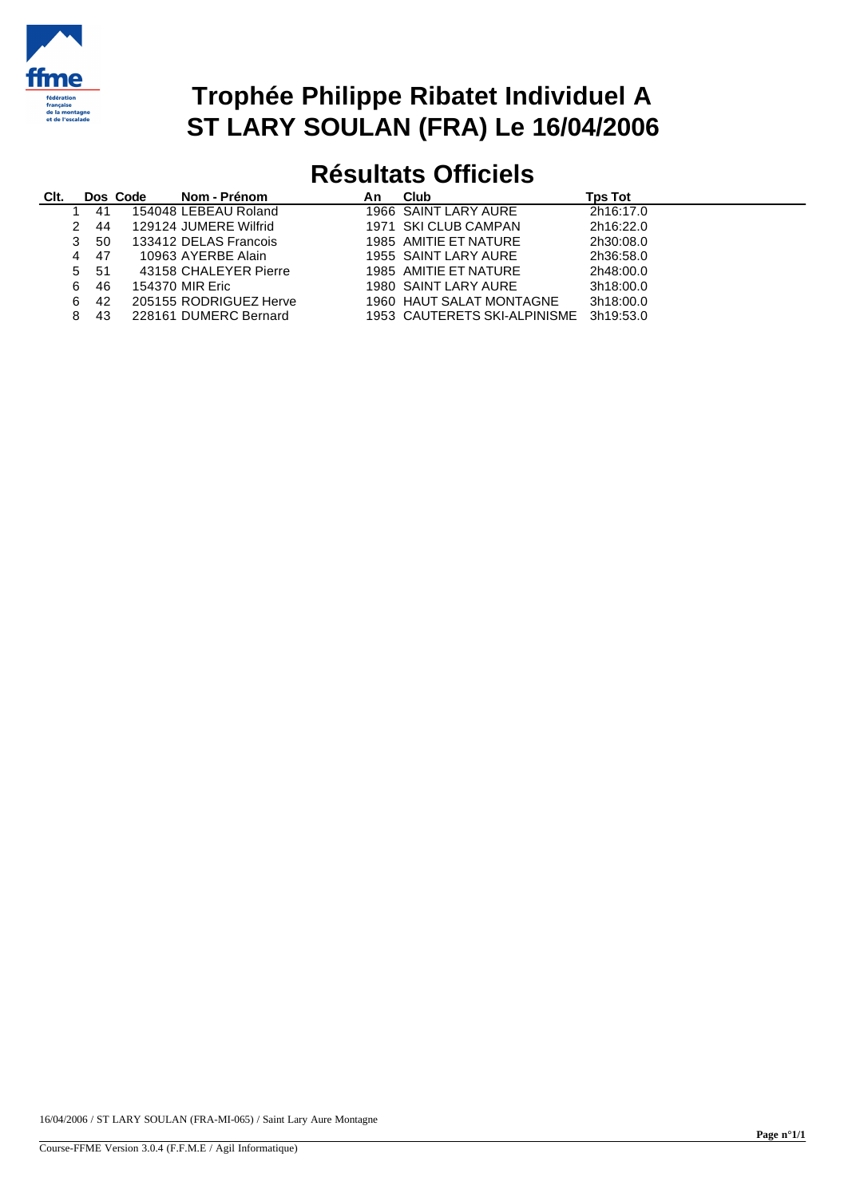# Trophée Philippe Ribatet Individuel A
# ST LARY SOULAN (FRA) Le 16/04/2006

## Résultats Officiels

| Clt. | Dos | Code | Nom - Prénom | An | Club | Tps Tot |
|---|---|---|---|---|---|---|
| 1 | 41 | 154048 | LEBEAU Roland | 1966 | SAINT LARY AURE | 2h16:17.0 |
| 2 | 44 | 129124 | JUMERE Wilfrid | 1971 | SKI CLUB CAMPAN | 2h16:22.0 |
| 3 | 50 | 133412 | DELAS Francois | 1985 | AMITIE ET NATURE | 2h30:08.0 |
| 4 | 47 | 10963 | AYERBE Alain | 1955 | SAINT LARY AURE | 2h36:58.0 |
| 5 | 51 | 43158 | CHALEYER Pierre | 1985 | AMITIE ET NATURE | 2h48:00.0 |
| 6 | 46 | 154370 | MIR Eric | 1980 | SAINT LARY AURE | 3h18:00.0 |
| 6 | 42 | 205155 | RODRIGUEZ Herve | 1960 | HAUT SALAT MONTAGNE | 3h18:00.0 |
| 8 | 43 | 228161 | DUMERC Bernard | 1953 | CAUTERETS SKI-ALPINISME | 3h19:53.0 |

16/04/2006 / ST LARY SOULAN (FRA-MI-065) / Saint Lary Aure Montagne

Course-FFME Version 3.0.4 (F.F.M.E / Agil Informatique)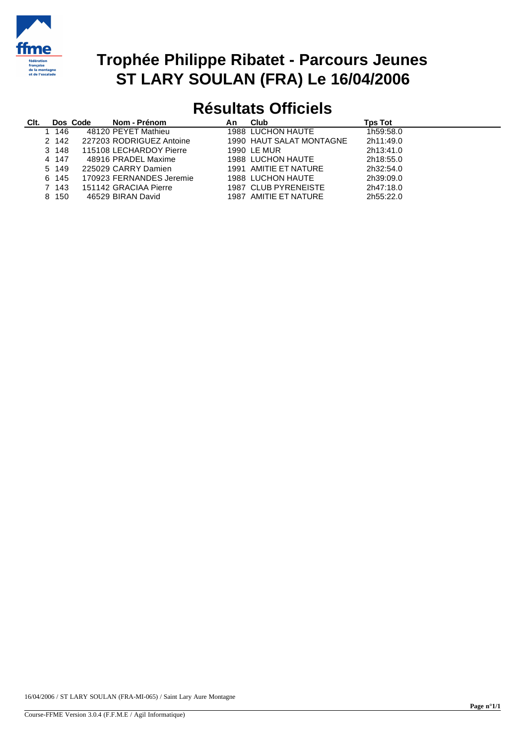# Trophée Philippe Ribatet - Parcours Jeunes
# ST LARY SOULAN (FRA) Le 16/04/2006

## Résultats Officiels

| Clt. | Dos | Code | Nom - Prénom | An | Club | Tps Tot |
|---|---|---|---|---|---|---|
| 1 | 146 | 48120 | PEYET Mathieu | 1988 | LUCHON HAUTE | 1h59:58.0 |
| 2 | 142 | 227203 | RODRIGUEZ Antoine | 1990 | HAUT SALAT MONTAGNE | 2h11:49.0 |
| 3 | 148 | 115108 | LECHARDOY Pierre | 1990 | LE MUR | 2h13:41.0 |
| 4 | 147 | 48916 | PRADEL Maxime | 1988 | LUCHON HAUTE | 2h18:55.0 |
| 5 | 149 | 225029 | CARRY Damien | 1991 | AMITIE ET NATURE | 2h32:54.0 |
| 6 | 145 | 170923 | FERNANDES Jeremie | 1988 | LUCHON HAUTE | 2h39:09.0 |
| 7 | 143 | 151142 | GRACIAA Pierre | 1987 | CLUB PYRENEISTE | 2h47:18.0 |
| 8 | 150 | 46529 | BIRAN David | 1987 | AMITIE ET NATURE | 2h55:22.0 |

16/04/2006 / ST LARY SOULAN (FRA-MI-065) / Saint Lary Aure Montagne

Course-FFME Version 3.0.4 (F.F.M.E / Agil Informatique)